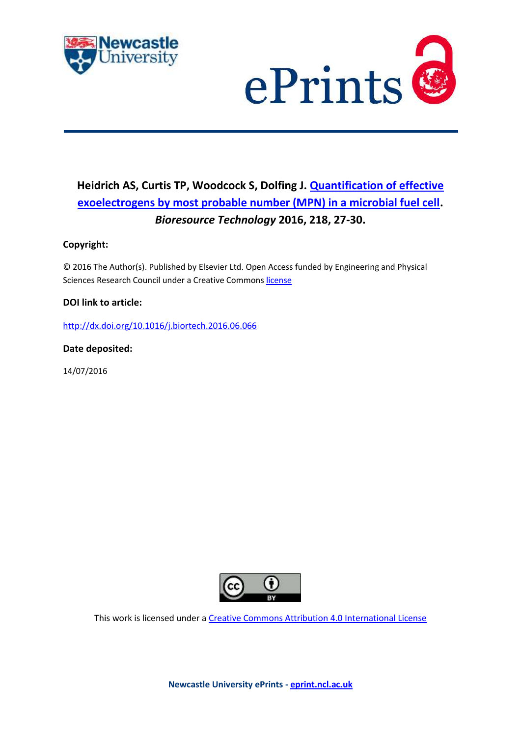**Heidrich AS, Curtis TP, Woodcock S, Dolfing J. Quantification of effective exoelectrogens by most probable number (MPN) in a microbial fuel cell. *Bioresource Technology* 2016, 218, 27-30.**

**Copyright:**

© 2016 The Author(s). Published by Elsevier Ltd. Open Access funded by Engineering and Physical Sciences Research Council under a Creative Commons license

**DOI link to article:**

http://dx.doi.org/10.1016/j.biortech.2016.06.066

**Date deposited:**

14/07/2016

This work is licensed under a Creative Commons Attribution 4.0 International License

**Newcastle University ePrints - eprint.ncl.ac.uk**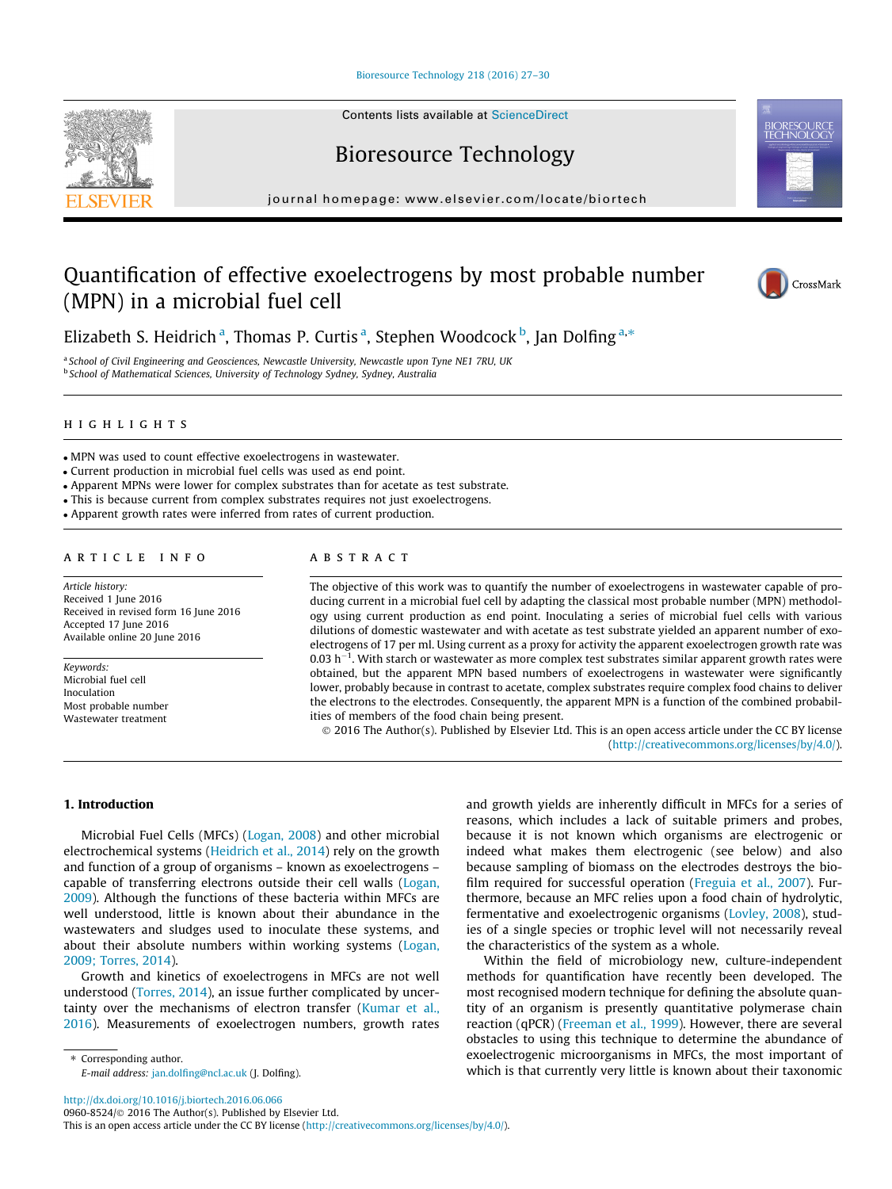# Quantification of effective exoelectrogens by most probable number (MPN) in a microbial fuel cell

Elizabeth S. Heidrich [a], Thomas P. Curtis [a], Stephen Woodcock [b], Jan Dolfing [a,*]

[a] School of Civil Engineering and Geosciences, Newcastle University, Newcastle upon Tyne NE1 7RU, UK
[b] School of Mathematical Sciences, University of Technology Sydney, Sydney, Australia

## HIGHLIGHTS

- MPN was used to count effective exoelectrogens in wastewater.
- Current production in microbial fuel cells was used as end point.
- Apparent MPNs were lower for complex substrates than for acetate as test substrate.
- This is because current from complex substrates requires not just exoelectrogens.
- Apparent growth rates were inferred from rates of current production.

## ARTICLE INFO

*Article history:*
Received 1 June 2016
Received in revised form 16 June 2016
Accepted 17 June 2016
Available online 20 June 2016

*Keywords:*
Microbial fuel cell
Inoculation
Most probable number
Wastewater treatment

## ABSTRACT

The objective of this work was to quantify the number of exoelectrogens in wastewater capable of producing current in a microbial fuel cell by adapting the classical most probable number (MPN) methodology using current production as end point. Inoculating a series of microbial fuel cells with various dilutions of domestic wastewater and with acetate as test substrate yielded an apparent number of exoelectrogens of 17 per ml. Using current as a proxy for activity the apparent exoelectrogen growth rate was 0.03 $h^{-1}$. With starch or wastewater as more complex test substrates similar apparent growth rates were obtained, but the apparent MPN based numbers of exoelectrogens in wastewater were significantly lower, probably because in contrast to acetate, complex substrates require complex food chains to deliver the electrons to the electrodes. Consequently, the apparent MPN is a function of the combined probabilities of members of the food chain being present.

© 2016 The Author(s). Published by Elsevier Ltd. This is an open access article under the CC BY license (http://creativecommons.org/licenses/by/4.0/).

## 1. Introduction

Microbial Fuel Cells (MFCs) (Logan, 2008) and other microbial electrochemical systems (Heidrich et al., 2014) rely on the growth and function of a group of organisms – known as exoelectrogens – capable of transferring electrons outside their cell walls (Logan, 2009). Although the functions of these bacteria within MFCs are well understood, little is known about their abundance in the wastewaters and sludges used to inoculate these systems, and about their absolute numbers within working systems (Logan, 2009; Torres, 2014).

Growth and kinetics of exoelectrogens in MFCs are not well understood (Torres, 2014), an issue further complicated by uncertainty over the mechanisms of electron transfer (Kumar et al., 2016). Measurements of exoelectrogen numbers, growth rates and growth yields are inherently difficult in MFCs for a series of reasons, which includes a lack of suitable primers and probes, because it is not known which organisms are electrogenic or indeed what makes them electrogenic (see below) and also because sampling of biomass on the electrodes destroys the biofilm required for successful operation (Freguia et al., 2007). Furthermore, because an MFC relies upon a food chain of hydrolytic, fermentative and exoelectrogenic organisms (Lovley, 2008), studies of a single species or trophic level will not necessarily reveal the characteristics of the system as a whole.

Within the field of microbiology new, culture-independent methods for quantification have recently been developed. The most recognised modern technique for defining the absolute quantity of an organism is presently quantitative polymerase chain reaction (qPCR) (Freeman et al., 1999). However, there are several obstacles to using this technique to determine the abundance of exoelectrogenic microorganisms in MFCs, the most important of which is that currently very little is known about their taxonomic

* Corresponding author.
E-mail address: jan.dolfing@ncl.ac.uk (J. Dolfing).

http://dx.doi.org/10.1016/j.biortech.2016.06.066
0960-8524/© 2016 The Author(s). Published by Elsevier Ltd.
This is an open access article under the CC BY license (http://creativecommons.org/licenses/by/4.0/).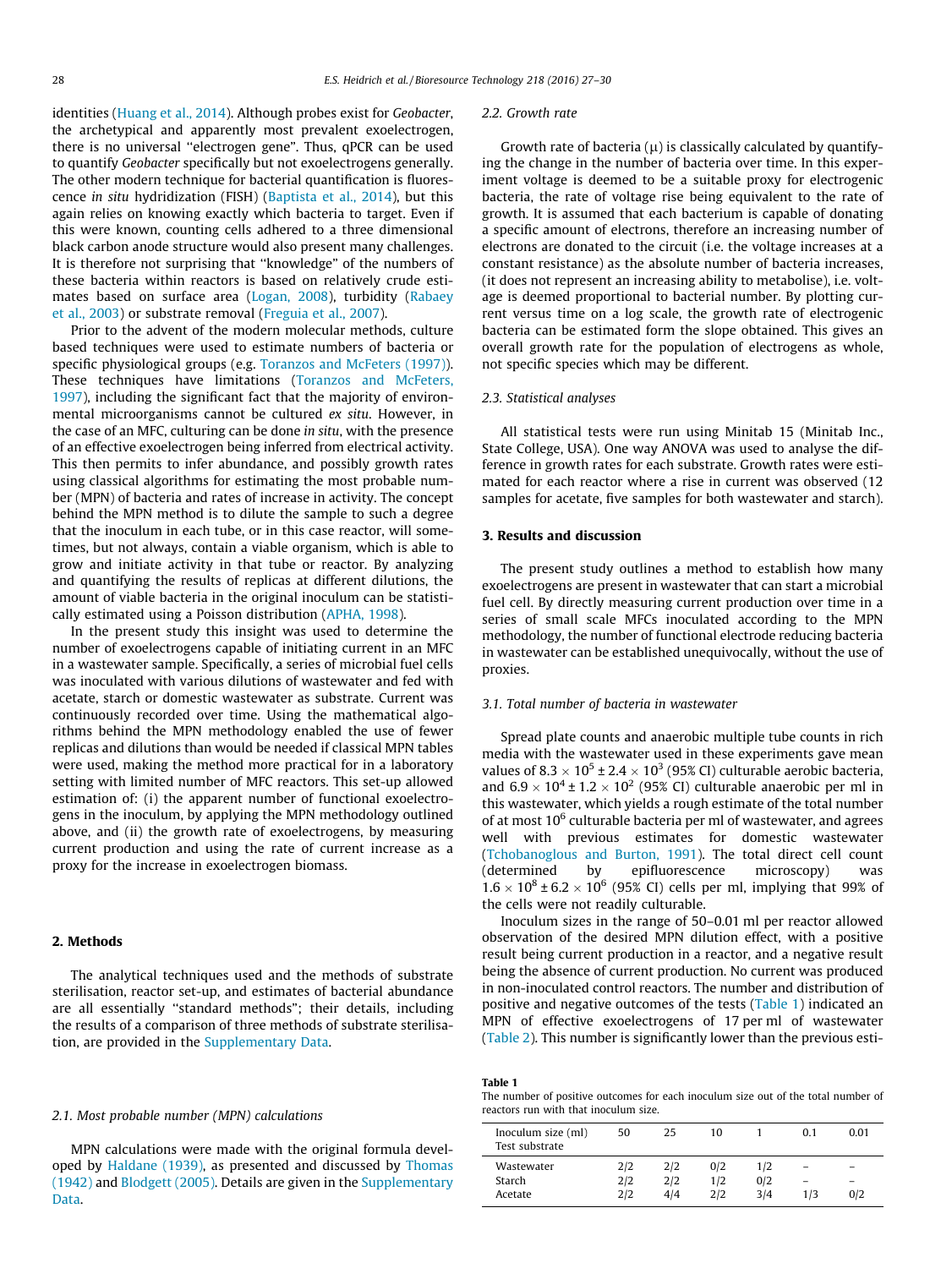identities (Huang et al., 2014). Although probes exist for *Geobacter*, the archetypical and apparently most prevalent exoelectrogen, there is no universal "electrogen gene". Thus, qPCR can be used to quantify *Geobacter* specifically but not exoelectrogens generally. The other modern technique for bacterial quantification is fluorescence *in situ* hydridization (FISH) (Baptista et al., 2014), but this again relies on knowing exactly which bacteria to target. Even if this were known, counting cells adhered to a three dimensional black carbon anode structure would also present many challenges. It is therefore not surprising that "knowledge" of the numbers of these bacteria within reactors is based on relatively crude estimates based on surface area (Logan, 2008), turbidity (Rabaey et al., 2003) or substrate removal (Freguia et al., 2007).

Prior to the advent of the modern molecular methods, culture based techniques were used to estimate numbers of bacteria or specific physiological groups (e.g. Toranzos and McFeters (1997)). These techniques have limitations (Toranzos and McFeters, 1997), including the significant fact that the majority of environmental microorganisms cannot be cultured *ex situ*. However, in the case of an MFC, culturing can be done *in situ*, with the presence of an effective exoelectrogen being inferred from electrical activity. This then permits to infer abundance, and possibly growth rates using classical algorithms for estimating the most probable number (MPN) of bacteria and rates of increase in activity. The concept behind the MPN method is to dilute the sample to such a degree that the inoculum in each tube, or in this case reactor, will sometimes, but not always, contain a viable organism, which is able to grow and initiate activity in that tube or reactor. By analyzing and quantifying the results of replicas at different dilutions, the amount of viable bacteria in the original inoculum can be statistically estimated using a Poisson distribution (APHA, 1998).

In the present study this insight was used to determine the number of exoelectrogens capable of initiating current in an MFC in a wastewater sample. Specifically, a series of microbial fuel cells was inoculated with various dilutions of wastewater and fed with acetate, starch or domestic wastewater as substrate. Current was continuously recorded over time. Using the mathematical algorithms behind the MPN methodology enabled the use of fewer replicas and dilutions than would be needed if classical MPN tables were used, making the method more practical for in a laboratory setting with limited number of MFC reactors. This set-up allowed estimation of: (i) the apparent number of functional exoelectrogens in the inoculum, by applying the MPN methodology outlined above, and (ii) the growth rate of exoelectrogens, by measuring current production and using the rate of current increase as a proxy for the increase in exoelectrogen biomass.

## 2. Methods

The analytical techniques used and the methods of substrate sterilisation, reactor set-up, and estimates of bacterial abundance are all essentially "standard methods"; their details, including the results of a comparison of three methods of substrate sterilisation, are provided in the Supplementary Data.

### 2.1. Most probable number (MPN) calculations

MPN calculations were made with the original formula developed by Haldane (1939), as presented and discussed by Thomas (1942) and Blodgett (2005). Details are given in the Supplementary Data.

### 2.2. Growth rate

Growth rate of bacteria ($\mu$) is classically calculated by quantifying the change in the number of bacteria over time. In this experiment voltage is deemed to be a suitable proxy for electrogenic bacteria, the rate of voltage rise being equivalent to the rate of growth. It is assumed that each bacterium is capable of donating a specific amount of electrons, therefore an increasing number of electrons are donated to the circuit (i.e. the voltage increases at a constant resistance) as the absolute number of bacteria increases, (it does not represent an increasing ability to metabolise), i.e. voltage is deemed proportional to bacterial number. By plotting current versus time on a log scale, the growth rate of electrogenic bacteria can be estimated form the slope obtained. This gives an overall growth rate for the population of electrogens as whole, not specific species which may be different.

### 2.3. Statistical analyses

All statistical tests were run using Minitab 15 (Minitab Inc., State College, USA). One way ANOVA was used to analyse the difference in growth rates for each substrate. Growth rates were estimated for each reactor where a rise in current was observed (12 samples for acetate, five samples for both wastewater and starch).

## 3. Results and discussion

The present study outlines a method to establish how many exoelectrogens are present in wastewater that can start a microbial fuel cell. By directly measuring current production over time in a series of small scale MFCs inoculated according to the MPN methodology, the number of functional electrode reducing bacteria in wastewater can be established unequivocally, without the use of proxies.

### 3.1. Total number of bacteria in wastewater

Spread plate counts and anaerobic multiple tube counts in rich media with the wastewater used in these experiments gave mean values of $8.3 \times 10^5 \pm 2.4 \times 10^3$ (95% CI) culturable aerobic bacteria, and $6.9 \times 10^4 \pm 1.2 \times 10^2$ (95% CI) culturable anaerobic per ml in this wastewater, which yields a rough estimate of the total number of at most $10^6$ culturable bacteria per ml of wastewater, and agrees well with previous estimates for domestic wastewater (Tchobanoglous and Burton, 1991). The total direct cell count (determined by epifluorescence microscopy) was $1.6 \times 10^8 \pm 6.2 \times 10^6$ (95% CI) cells per ml, implying that 99% of the cells were not readily culturable.

Inoculum sizes in the range of 50–0.01 ml per reactor allowed observation of the desired MPN dilution effect, with a positive result being current production in a reactor, and a negative result being the absence of current production. No current was produced in non-inoculated control reactors. The number and distribution of positive and negative outcomes of the tests (Table 1) indicated an MPN of effective exoelectrogens of 17 per ml of wastewater (Table 2). This number is significantly lower than the previous esti-

**Table 1**
The number of positive outcomes for each inoculum size out of the total number of reactors run with that inoculum size.

| Inoculum size (ml) Test substrate | 50 | 25 | 10 | 1 | 0.1 | 0.01 |
|---|---|---|---|---|---|---|
| Wastewater | 2/2 | 2/2 | 0/2 | 1/2 | – | – |
| Starch | 2/2 | 2/2 | 1/2 | 0/2 | – | – |
| Acetate | 2/2 | 4/4 | 2/2 | 3/4 | 1/3 | 0/2 |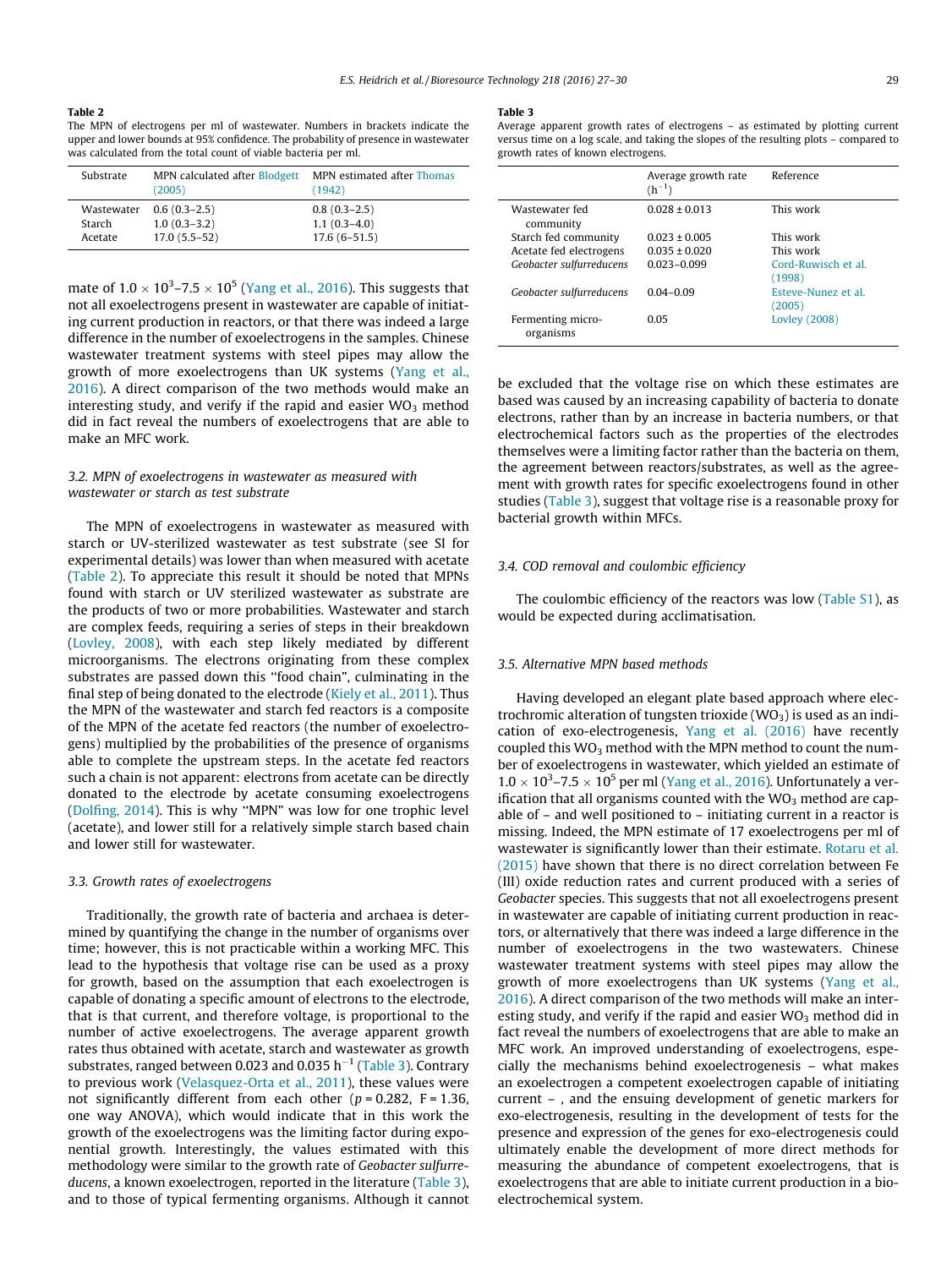**Table 2**
The MPN of electrogens per ml of wastewater. Numbers in brackets indicate the upper and lower bounds at 95% confidence. The probability of presence in wastewater was calculated from the total count of viable bacteria per ml.

| Substrate | MPN calculated after Blodgett (2005) | MPN estimated after Thomas (1942) |
|---|---|---|
| Wastewater | 0.6 (0.3–2.5) | 0.8 (0.3–2.5) |
| Starch | 1.0 (0.3–3.2) | 1.1 (0.3–4.0) |
| Acetate | 17.0 (5.5–52) | 17.6 (6–51.5) |

mate of $1.0 \times 10^3$–$7.5 \times 10^5$ (Yang et al., 2016). This suggests that not all exoelectrogens present in wastewater are capable of initiating current production in reactors, or that there was indeed a large difference in the number of exoelectrogens in the samples. Chinese wastewater treatment systems with steel pipes may allow the growth of more exoelectrogens than UK systems (Yang et al., 2016). A direct comparison of the two methods would make an interesting study, and verify if the rapid and easier $WO_3$ method did in fact reveal the numbers of exoelectrogens that are able to make an MFC work.

### 3.2. MPN of exoelectrogens in wastewater as measured with wastewater or starch as test substrate

The MPN of exoelectrogens in wastewater as measured with starch or UV-sterilized wastewater as test substrate (see SI for experimental details) was lower than when measured with acetate (Table 2). To appreciate this result it should be noted that MPNs found with starch or UV sterilized wastewater as substrate are the products of two or more probabilities. Wastewater and starch are complex feeds, requiring a series of steps in their breakdown (Lovley, 2008), with each step likely mediated by different microorganisms. The electrons originating from these complex substrates are passed down this "food chain", culminating in the final step of being donated to the electrode (Kiely et al., 2011). Thus the MPN of the wastewater and starch fed reactors is a composite of the MPN of the acetate fed reactors (the number of exoelectrogens) multiplied by the probabilities of the presence of organisms able to complete the upstream steps. In the acetate fed reactors such a chain is not apparent: electrons from acetate can be directly donated to the electrode by acetate consuming exoelectrogens (Dolfing, 2014). This is why "MPN" was low for one trophic level (acetate), and lower still for a relatively simple starch based chain and lower still for wastewater.

### 3.3. Growth rates of exoelectrogens

Traditionally, the growth rate of bacteria and archaea is determined by quantifying the change in the number of organisms over time; however, this is not practicable within a working MFC. This lead to the hypothesis that voltage rise can be used as a proxy for growth, based on the assumption that each exoelectrogen is capable of donating a specific amount of electrons to the electrode, that is that current, and therefore voltage, is proportional to the number of active exoelectrogens. The average apparent growth rates thus obtained with acetate, starch and wastewater as growth substrates, ranged between 0.023 and 0.035 $h^{-1}$ (Table 3). Contrary to previous work (Velasquez-Orta et al., 2011), these values were not significantly different from each other ($p = 0.282$, $F = 1.36$, one way ANOVA), which would indicate that in this work the growth of the exoelectrogens was the limiting factor during exponential growth. Interestingly, the values estimated with this methodology were similar to the growth rate of *Geobacter sulfurreducens*, a known exoelectrogen, reported in the literature (Table 3), and to those of typical fermenting organisms. Although it cannot be excluded that the voltage rise on which these estimates are based was caused by an increasing capability of bacteria to donate electrons, rather than by an increase in bacteria numbers, or that electrochemical factors such as the properties of the electrodes themselves were a limiting factor rather than the bacteria on them, the agreement between reactors/substrates, as well as the agreement with growth rates for specific exoelectrogens found in other studies (Table 3), suggest that voltage rise is a reasonable proxy for bacterial growth within MFCs.

**Table 3**
Average apparent growth rates of electrogens – as estimated by plotting current versus time on a log scale, and taking the slopes of the resulting plots – compared to growth rates of known electrogens.

| | Average growth rate ($h^{-1}$) | Reference |
|---|---|---|
| Wastewater fed community | $0.028 \pm 0.013$ | This work |
| Starch fed community | $0.023 \pm 0.005$ | This work |
| Acetate fed electrogens | $0.035 \pm 0.020$ | This work |
| *Geobacter sulfurreducens* | 0.023–0.099 | Cord-Ruwisch et al. (1998) |
| *Geobacter sulfurreducens* | 0.04–0.09 | Esteve-Nunez et al. (2005) |
| Fermenting micro-organisms | 0.05 | Lovley (2008) |

### 3.4. COD removal and coulombic efficiency

The coulombic efficiency of the reactors was low (Table S1), as would be expected during acclimatisation.

### 3.5. Alternative MPN based methods

Having developed an elegant plate based approach where electrochromic alteration of tungsten trioxide ($WO_3$) is used as an indication of exo-electrogenesis, Yang et al. (2016) have recently coupled this $WO_3$ method with the MPN method to count the number of exoelectrogens in wastewater, which yielded an estimate of $1.0 \times 10^3$–$7.5 \times 10^5$ per ml (Yang et al., 2016). Unfortunately a verification that all organisms counted with the $WO_3$ method are capable of – and well positioned to – initiating current in a reactor is missing. Indeed, the MPN estimate of 17 exoelectrogens per ml of wastewater is significantly lower than their estimate. Rotaru et al. (2015) have shown that there is no direct correlation between Fe (III) oxide reduction rates and current produced with a series of *Geobacter* species. This suggests that not all exoelectrogens present in wastewater are capable of initiating current production in reactors, or alternatively that there was indeed a large difference in the number of exoelectrogens in the two wastewaters. Chinese wastewater treatment systems with steel pipes may allow the growth of more exoelectrogens than UK systems (Yang et al., 2016). A direct comparison of the two methods will make an interesting study, and verify if the rapid and easier $WO_3$ method did in fact reveal the numbers of exoelectrogens that are able to make an MFC work. An improved understanding of exoelectrogens, especially the mechanisms behind exoelectrogenesis – what makes an exoelectrogen a competent exoelectrogen capable of initiating current – , and the ensuing development of genetic markers for exo-electrogenesis, resulting in the development of tests for the presence and expression of the genes for exo-electrogenesis could ultimately enable the development of more direct methods for measuring the abundance of competent exoelectrogens, that is exoelectrogens that are able to initiate current production in a bioelectrochemical system.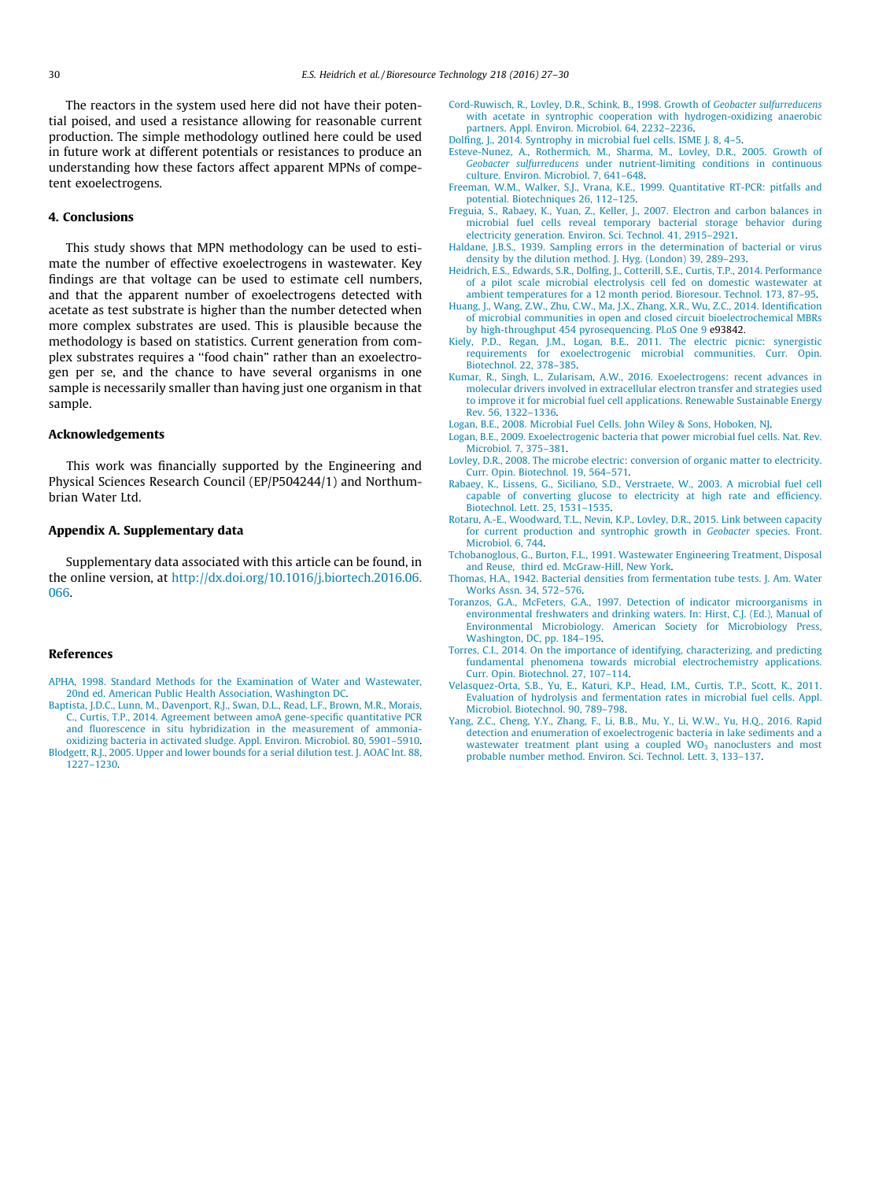The reactors in the system used here did not have their potential poised, and used a resistance allowing for reasonable current production. The simple methodology outlined here could be used in future work at different potentials or resistances to produce an understanding how these factors affect apparent MPNs of competent exoelectrogens.

## 4. Conclusions

This study shows that MPN methodology can be used to estimate the number of effective exoelectrogens in wastewater. Key findings are that voltage can be used to estimate cell numbers, and that the apparent number of exoelectrogens detected with acetate as test substrate is higher than the number detected when more complex substrates are used. This is plausible because the methodology is based on statistics. Current generation from complex substrates requires a "food chain" rather than an exoelectrogen per se, and the chance to have several organisms in one sample is necessarily smaller than having just one organism in that sample.

## Acknowledgements

This work was financially supported by the Engineering and Physical Sciences Research Council (EP/P504244/1) and Northumbrian Water Ltd.

## Appendix A. Supplementary data

Supplementary data associated with this article can be found, in the online version, at http://dx.doi.org/10.1016/j.biortech.2016.06.066.

## References

APHA, 1998. Standard Methods for the Examination of Water and Wastewater, 20nd ed. American Public Health Association, Washington DC.

Baptista, J.D.C., Lunn, M., Davenport, R.J., Swan, D.L., Read, L.F., Brown, M.R., Morais, C., Curtis, T.P., 2014. Agreement between amoA gene-specific quantitative PCR and fluorescence in situ hybridization in the measurement of ammonia-oxidizing bacteria in activated sludge. Appl. Environ. Microbiol. 80, 5901–5910.

Blodgett, R.J., 2005. Upper and lower bounds for a serial dilution test. J. AOAC Int. 88, 1227–1230.

Cord-Ruwisch, R., Lovley, D.R., Schink, B., 1998. Growth of *Geobacter sulfurreducens* with acetate in syntrophic cooperation with hydrogen-oxidizing anaerobic partners. Appl. Environ. Microbiol. 64, 2232–2236.

Dolfing, J., 2014. Syntrophy in microbial fuel cells. ISME J. 8, 4–5.

Esteve-Nunez, A., Rothermich, M., Sharma, M., Lovley, D.R., 2005. Growth of *Geobacter sulfurreducens* under nutrient-limiting conditions in continuous culture. Environ. Microbiol. 7, 641–648.

Freeman, W.M., Walker, S.J., Vrana, K.E., 1999. Quantitative RT-PCR: pitfalls and potential. Biotechniques 26, 112–125.

Freguia, S., Rabaey, K., Yuan, Z., Keller, J., 2007. Electron and carbon balances in microbial fuel cells reveal temporary bacterial storage behavior during electricity generation. Environ. Sci. Technol. 41, 2915–2921.

Haldane, J.B.S., 1939. Sampling errors in the determination of bacterial or virus density by the dilution method. J. Hyg. (London) 39, 289–293.

Heidrich, E.S., Edwards, S.R., Dolfing, J., Cotterill, S.E., Curtis, T.P., 2014. Performance of a pilot scale microbial electrolysis cell fed on domestic wastewater at ambient temperatures for a 12 month period. Bioresour. Technol. 173, 87–95.

Huang, J., Wang, Z.W., Zhu, C.W., Ma, J.X., Zhang, X.R., Wu, Z.C., 2014. Identification of microbial communities in open and closed circuit bioelectrochemical MBRs by high-throughput 454 pyrosequencing. PLoS One 9 e93842.

Kiely, P.D., Regan, J.M., Logan, B.E., 2011. The electric picnic: synergistic requirements for exoelectrogenic microbial communities. Curr. Opin. Biotechnol. 22, 378–385.

Kumar, R., Singh, L., Zularisam, A.W., 2016. Exoelectrogens: recent advances in molecular drivers involved in extracellular electron transfer and strategies used to improve it for microbial fuel cell applications. Renewable Sustainable Energy Rev. 56, 1322–1336.

Logan, B.E., 2008. Microbial Fuel Cells. John Wiley & Sons, Hoboken, NJ.

Logan, B.E., 2009. Exoelectrogenic bacteria that power microbial fuel cells. Nat. Rev. Microbiol. 7, 375–381.

Lovley, D.R., 2008. The microbe electric: conversion of organic matter to electricity. Curr. Opin. Biotechnol. 19, 564–571.

Rabaey, K., Lissens, G., Siciliano, S.D., Verstraete, W., 2003. A microbial fuel cell capable of converting glucose to electricity at high rate and efficiency. Biotechnol. Lett. 25, 1531–1535.

Rotaru, A.-E., Woodward, T.L., Nevin, K.P., Lovley, D.R., 2015. Link between capacity for current production and syntrophic growth in *Geobacter* species. Front. Microbiol. 6, 744.

Tchobanoglous, G., Burton, F.L., 1991. Wastewater Engineering Treatment, Disposal and Reuse, third ed. McGraw-Hill, New York.

Thomas, H.A., 1942. Bacterial densities from fermentation tube tests. J. Am. Water Works Assn. 34, 572–576.

Toranzos, G.A., McFeters, G.A., 1997. Detection of indicator microorganisms in environmental freshwaters and drinking waters. In: Hirst, C.J. (Ed.), Manual of Environmental Microbiology. American Society for Microbiology Press, Washington, DC, pp. 184–195.

Torres, C.I., 2014. On the importance of identifying, characterizing, and predicting fundamental phenomena towards microbial electrochemistry applications. Curr. Opin. Biotechnol. 27, 107–114.

Velasquez-Orta, S.B., Yu, E., Katuri, K.P., Head, I.M., Curtis, T.P., Scott, K., 2011. Evaluation of hydrolysis and fermentation rates in microbial fuel cells. Appl. Microbiol. Biotechnol. 90, 789–798.

Yang, Z.C., Cheng, Y.Y., Zhang, F., Li, B.B., Mu, Y., Li, W.W., Yu, H.Q., 2016. Rapid detection and enumeration of exoelectrogenic bacteria in lake sediments and a wastewater treatment plant using a coupled $WO_3$ nanoclusters and most probable number method. Environ. Sci. Technol. Lett. 3, 133–137.